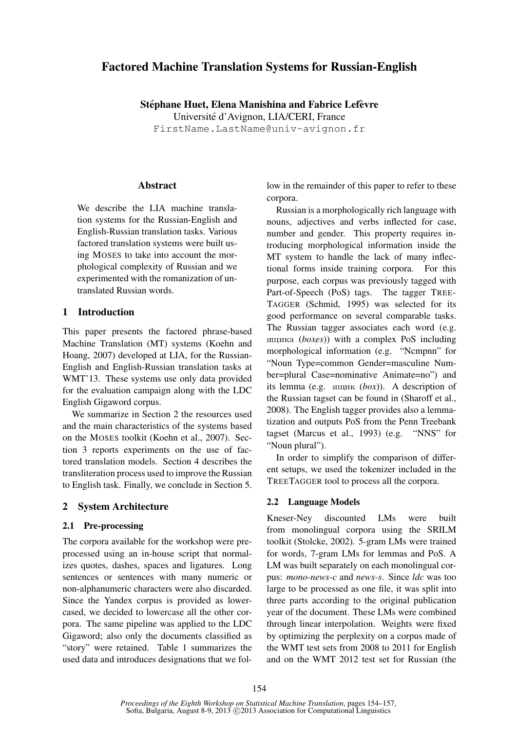# Factored Machine Translation Systems for Russian-English

**Stéphane Huet, Elena Manishina and Fabrice Lefèvre**
Université d'Avignon, LIA/CERI, France
FirstName.LastName@univ-avignon.fr

## Abstract

We describe the LIA machine translation systems for the Russian-English and English-Russian translation tasks. Various factored translation systems were built using MOSES to take into account the morphological complexity of Russian and we experimented with the romanization of untranslated Russian words.

## 1 Introduction

This paper presents the factored phrase-based Machine Translation (MT) systems (Koehn and Hoang, 2007) developed at LIA, for the Russian-English and English-Russian translation tasks at WMT'13. These systems use only data provided for the evaluation campaign along with the LDC English Gigaword corpus.

We summarize in Section 2 the resources used and the main characteristics of the systems based on the MOSES toolkit (Koehn et al., 2007). Section 3 reports experiments on the use of factored translation models. Section 4 describes the transliteration process used to improve the Russian to English task. Finally, we conclude in Section 5.

## 2 System Architecture

### 2.1 Pre-processing

The corpora available for the workshop were preprocessed using an in-house script that normalizes quotes, dashes, spaces and ligatures. Long sentences or sentences with many numeric or non-alphanumeric characters were also discarded. Since the Yandex corpus is provided as lowercased, we decided to lowercase all the other corpora. The same pipeline was applied to the LDC Gigaword; also only the documents classified as "story" were retained. Table 1 summarizes the used data and introduces designations that we follow in the remainder of this paper to refer to these corpora.

Russian is a morphologically rich language with nouns, adjectives and verbs inflected for case, number and gender. This property requires introducing morphological information inside the MT system to handle the lack of many inflectional forms inside training corpora. For this purpose, each corpus was previously tagged with Part-of-Speech (PoS) tags. The tagger TREETAGGER (Schmid, 1995) was selected for its good performance on several comparable tasks. The Russian tagger associates each word (e.g. ящика (*boxes*)) with a complex PoS including morphological information (e.g. "Ncmpnn" for "Noun Type=common Gender=masculine Number=plural Case=nominative Animate=no") and its lemma (e.g. ящик (*box*)). A description of the Russian tagset can be found in (Sharoff et al., 2008). The English tagger provides also a lemmatization and outputs PoS from the Penn Treebank tagset (Marcus et al., 1993) (e.g. "NNS" for "Noun plural").

In order to simplify the comparison of different setups, we used the tokenizer included in the TREETAGGER tool to process all the corpora.

### 2.2 Language Models

Kneser-Ney discounted LMs were built from monolingual corpora using the SRILM toolkit (Stolcke, 2002). 5-gram LMs were trained for words, 7-gram LMs for lemmas and PoS. A LM was built separately on each monolingual corpus: *mono-news-c* and *news-s*. Since *ldc* was too large to be processed as one file, it was split into three parts according to the original publication year of the document. These LMs were combined through linear interpolation. Weights were fixed by optimizing the perplexity on a corpus made of the WMT test sets from 2008 to 2011 for English and on the WMT 2012 test set for Russian (the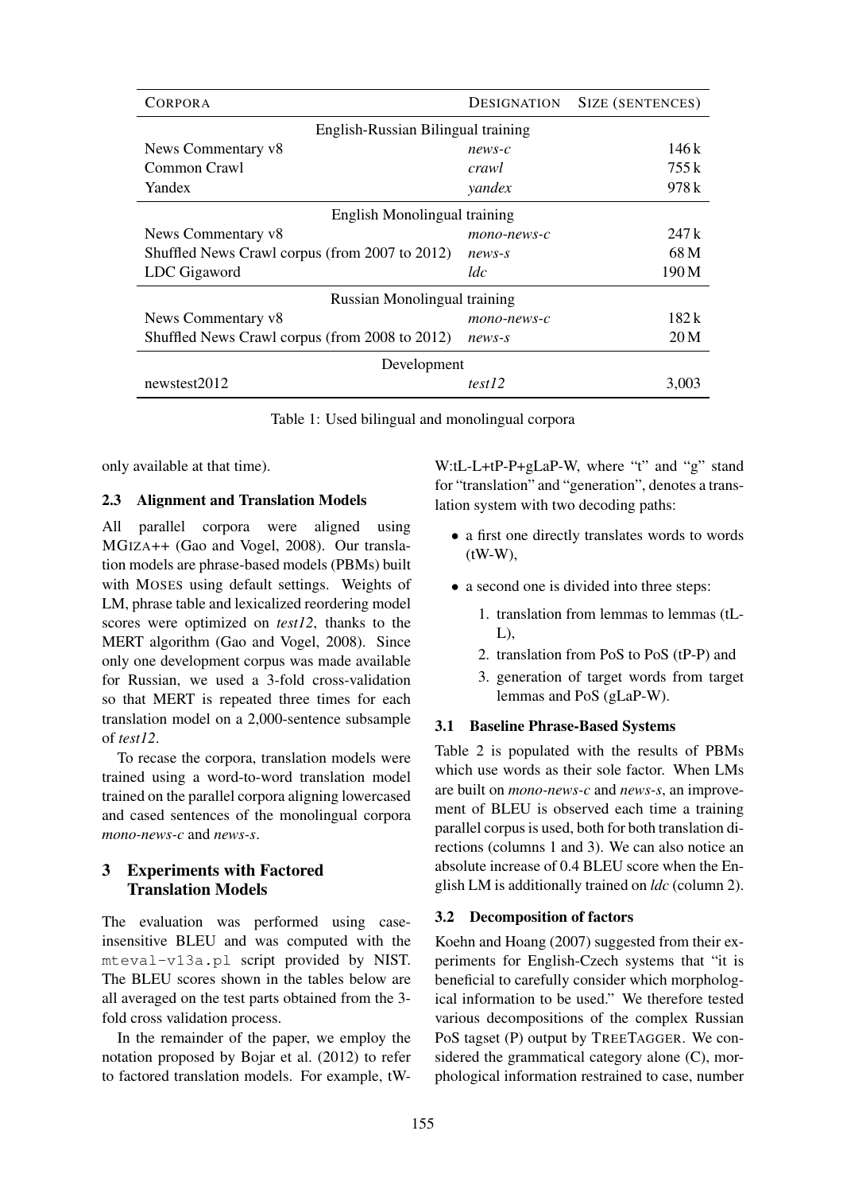| CORPORA | DESIGNATION | SIZE (SENTENCES) |
|---|---|---|
| English-Russian Bilingual training | | |
| News Commentary v8 | *news-c* | 146 k |
| Common Crawl | *crawl* | 755 k |
| Yandex | *yandex* | 978 k |
| English Monolingual training | | |
| News Commentary v8 | *mono-news-c* | 247 k |
| Shuffled News Crawl corpus (from 2007 to 2012) | *news-s* | 68 M |
| LDC Gigaword | *ldc* | 190 M |
| Russian Monolingual training | | |
| News Commentary v8 | *mono-news-c* | 182 k |
| Shuffled News Crawl corpus (from 2008 to 2012) | *news-s* | 20 M |
| Development | | |
| newstest2012 | *test12* | 3,003 |

Table 1: Used bilingual and monolingual corpora

only available at that time).

### 2.3 Alignment and Translation Models

All parallel corpora were aligned using MGIZA++ (Gao and Vogel, 2008). Our translation models are phrase-based models (PBMs) built with MOSES using default settings. Weights of LM, phrase table and lexicalized reordering model scores were optimized on *test12*, thanks to the MERT algorithm (Gao and Vogel, 2008). Since only one development corpus was made available for Russian, we used a 3-fold cross-validation so that MERT is repeated three times for each translation model on a 2,000-sentence subsample of *test12*.

To recase the corpora, translation models were trained using a word-to-word translation model trained on the parallel corpora aligning lowercased and cased sentences of the monolingual corpora *mono-news-c* and *news-s*.

## 3 Experiments with Factored Translation Models

The evaluation was performed using case-insensitive BLEU and was computed with the `mteval-v13a.pl` script provided by NIST. The BLEU scores shown in the tables below are all averaged on the test parts obtained from the 3-fold cross validation process.

In the remainder of the paper, we employ the notation proposed by Bojar et al. (2012) to refer to factored translation models. For example, tW-W:tL-L+tP-P+gLaP-W, where "t" and "g" stand for "translation" and "generation", denotes a translation system with two decoding paths:

- a first one directly translates words to words (tW-W),
- a second one is divided into three steps:
  1. translation from lemmas to lemmas (tL-L),
  2. translation from PoS to PoS (tP-P) and
  3. generation of target words from target lemmas and PoS (gLaP-W).

### 3.1 Baseline Phrase-Based Systems

Table 2 is populated with the results of PBMs which use words as their sole factor. When LMs are built on *mono-news-c* and *news-s*, an improvement of BLEU is observed each time a training parallel corpus is used, both for both translation directions (columns 1 and 3). We can also notice an absolute increase of 0.4 BLEU score when the English LM is additionally trained on *ldc* (column 2).

### 3.2 Decomposition of factors

Koehn and Hoang (2007) suggested from their experiments for English-Czech systems that "it is beneficial to carefully consider which morphological information to be used." We therefore tested various decompositions of the complex Russian PoS tagset (P) output by TREETAGGER. We considered the grammatical category alone (C), morphological information restrained to case, number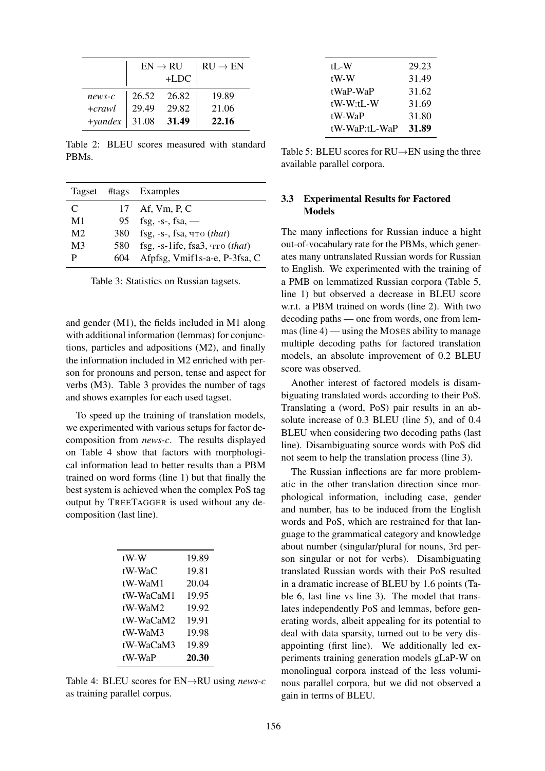| | EN → RU | | RU → EN |
|---|---|---|---|
| | | +LDC | |
| *news-c* | 26.52 | 26.82 | 19.89 |
| *+crawl* | 29.49 | 29.82 | 21.06 |
| *+yandex* | 31.08 | **31.49** | **22.16** |

Table 2: BLEU scores measured with standard PBMs.

| Tagset | #tags | Examples |
|---|---|---|
| C | 17 | Af, Vm, P, C |
| M1 | 95 | fsg, -s-, fsa, — |
| M2 | 380 | fsg, -s-, fsa, что (*that*) |
| M3 | 580 | fsg, -s-1ife, fsa3, что (*that*) |
| P | 604 | Afpfsg, Vmif1s-a-e, P-3fsa, C |

Table 3: Statistics on Russian tagsets.

and gender (M1), the fields included in M1 along with additional information (lemmas) for conjunctions, particles and adpositions (M2), and finally the information included in M2 enriched with person for pronouns and person, tense and aspect for verbs (M3). Table 3 provides the number of tags and shows examples for each used tagset.

To speed up the training of translation models, we experimented with various setups for factor decomposition from *news-c*. The results displayed on Table 4 show that factors with morphological information lead to better results than a PBM trained on word forms (line 1) but that finally the best system is achieved when the complex PoS tag output by TreeTagger is used without any decomposition (last line).

| | |
|---|---|
| tW-W | 19.89 |
| tW-WaC | 19.81 |
| tW-WaM1 | 20.04 |
| tW-WaCaM1 | 19.95 |
| tW-WaM2 | 19.92 |
| tW-WaCaM2 | 19.91 |
| tW-WaM3 | 19.98 |
| tW-WaCaM3 | 19.89 |
| tW-WaP | **20.30** |

Table 4: BLEU scores for EN→RU using *news-c* as training parallel corpus.

| | |
|---|---|
| tL-W | 29.23 |
| tW-W | 31.49 |
| tWaP-WaP | 31.62 |
| tW-W:tL-W | 31.69 |
| tW-WaP | 31.80 |
| tW-WaP:tL-WaP | **31.89** |

Table 5: BLEU scores for RU→EN using the three available parallel corpora.

### 3.3 Experimental Results for Factored Models

The many inflections for Russian induce a hight out-of-vocabulary rate for the PBMs, which generates many untranslated Russian words for Russian to English. We experimented with the training of a PMB on lemmatized Russian corpora (Table 5, line 1) but observed a decrease in BLEU score w.r.t. a PBM trained on words (line 2). With two decoding paths — one from words, one from lemmas (line 4) — using the Moses ability to manage multiple decoding paths for factored translation models, an absolute improvement of 0.2 BLEU score was observed.

Another interest of factored models is disambiguating translated words according to their PoS. Translating a (word, PoS) pair results in an absolute increase of 0.3 BLEU (line 5), and of 0.4 BLEU when considering two decoding paths (last line). Disambiguating source words with PoS did not seem to help the translation process (line 3).

The Russian inflections are far more problematic in the other translation direction since morphological information, including case, gender and number, has to be induced from the English words and PoS, which are restrained for that language to the grammatical category and knowledge about number (singular/plural for nouns, 3rd person singular or not for verbs). Disambiguating translated Russian words with their PoS resulted in a dramatic increase of BLEU by 1.6 points (Table 6, last line vs line 3). The model that translates independently PoS and lemmas, before generating words, albeit appealing for its potential to deal with data sparsity, turned out to be very disappointing (first line). We additionally led experiments training generation models gLaP-W on monolingual corpora instead of the less voluminous parallel corpora, but we did not observed a gain in terms of BLEU.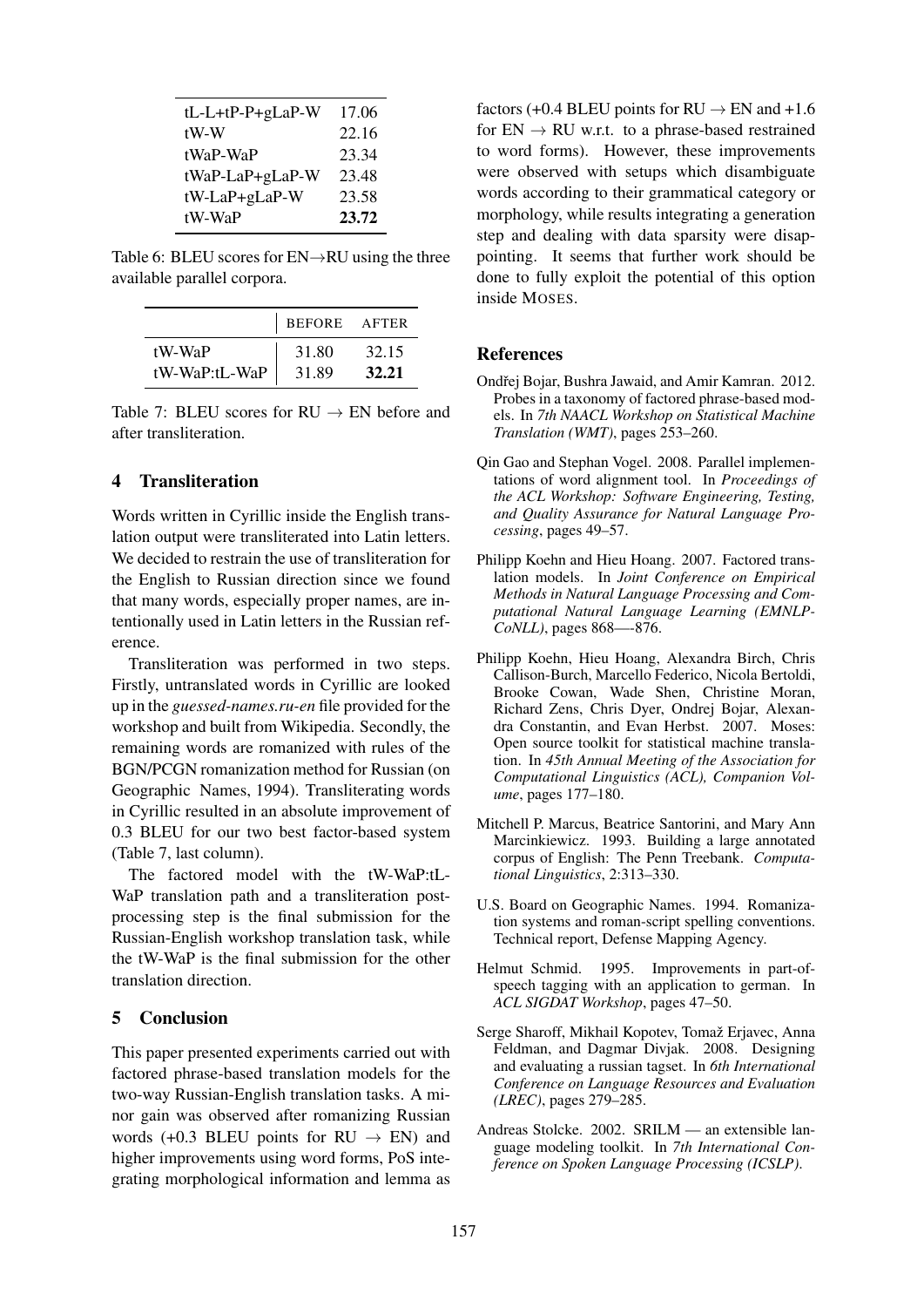| | |
|---|---|
| tL-L+tP-P+gLaP-W | 17.06 |
| tW-W | 22.16 |
| tWaP-WaP | 23.34 |
| tWaP-LaP+gLaP-W | 23.48 |
| tW-LaP+gLaP-W | 23.58 |
| tW-WaP | **23.72** |

Table 6: BLEU scores for EN→RU using the three available parallel corpora.

| | BEFORE | AFTER |
|---|---|---|
| tW-WaP | 31.80 | 32.15 |
| tW-WaP:tL-WaP | 31.89 | **32.21** |

Table 7: BLEU scores for RU → EN before and after transliteration.

## 4 Transliteration

Words written in Cyrillic inside the English translation output were transliterated into Latin letters. We decided to restrain the use of transliteration for the English to Russian direction since we found that many words, especially proper names, are intentionally used in Latin letters in the Russian reference.

Transliteration was performed in two steps. Firstly, untranslated words in Cyrillic are looked up in the *guessed-names.ru-en* file provided for the workshop and built from Wikipedia. Secondly, the remaining words are romanized with rules of the BGN/PCGN romanization method for Russian (on Geographic Names, 1994). Transliterating words in Cyrillic resulted in an absolute improvement of 0.3 BLEU for our two best factor-based system (Table 7, last column).

The factored model with the tW-WaP:tL-WaP translation path and a transliteration post-processing step is the final submission for the Russian-English workshop translation task, while the tW-WaP is the final submission for the other translation direction.

## 5 Conclusion

This paper presented experiments carried out with factored phrase-based translation models for the two-way Russian-English translation tasks. A minor gain was observed after romanizing Russian words (+0.3 BLEU points for RU → EN) and higher improvements using word forms, PoS integrating morphological information and lemma as factors (+0.4 BLEU points for RU → EN and +1.6 for EN → RU w.r.t. to a phrase-based restrained to word forms). However, these improvements were observed with setups which disambiguate words according to their grammatical category or morphology, while results integrating a generation step and dealing with data sparsity were disappointing. It seems that further work should be done to fully exploit the potential of this option inside MOSES.

## References

Ondřej Bojar, Bushra Jawaid, and Amir Kamran. 2012. Probes in a taxonomy of factored phrase-based models. In *7th NAACL Workshop on Statistical Machine Translation (WMT)*, pages 253–260.

Qin Gao and Stephan Vogel. 2008. Parallel implementations of word alignment tool. In *Proceedings of the ACL Workshop: Software Engineering, Testing, and Quality Assurance for Natural Language Processing*, pages 49–57.

Philipp Koehn and Hieu Hoang. 2007. Factored translation models. In *Joint Conference on Empirical Methods in Natural Language Processing and Computational Natural Language Learning (EMNLP-CoNLL)*, pages 868—-876.

Philipp Koehn, Hieu Hoang, Alexandra Birch, Chris Callison-Burch, Marcello Federico, Nicola Bertoldi, Brooke Cowan, Wade Shen, Christine Moran, Richard Zens, Chris Dyer, Ondrej Bojar, Alexandra Constantin, and Evan Herbst. 2007. Moses: Open source toolkit for statistical machine translation. In *45th Annual Meeting of the Association for Computational Linguistics (ACL), Companion Volume*, pages 177–180.

Mitchell P. Marcus, Beatrice Santorini, and Mary Ann Marcinkiewicz. 1993. Building a large annotated corpus of English: The Penn Treebank. *Computational Linguistics*, 2:313–330.

U.S. Board on Geographic Names. 1994. Romanization systems and roman-script spelling conventions. Technical report, Defense Mapping Agency.

Helmut Schmid. 1995. Improvements in part-of-speech tagging with an application to german. In *ACL SIGDAT Workshop*, pages 47–50.

Serge Sharoff, Mikhail Kopotev, Tomaž Erjavec, Anna Feldman, and Dagmar Divjak. 2008. Designing and evaluating a russian tagset. In *6th International Conference on Language Resources and Evaluation (LREC)*, pages 279–285.

Andreas Stolcke. 2002. SRILM — an extensible language modeling toolkit. In *7th International Conference on Spoken Language Processing (ICSLP)*.